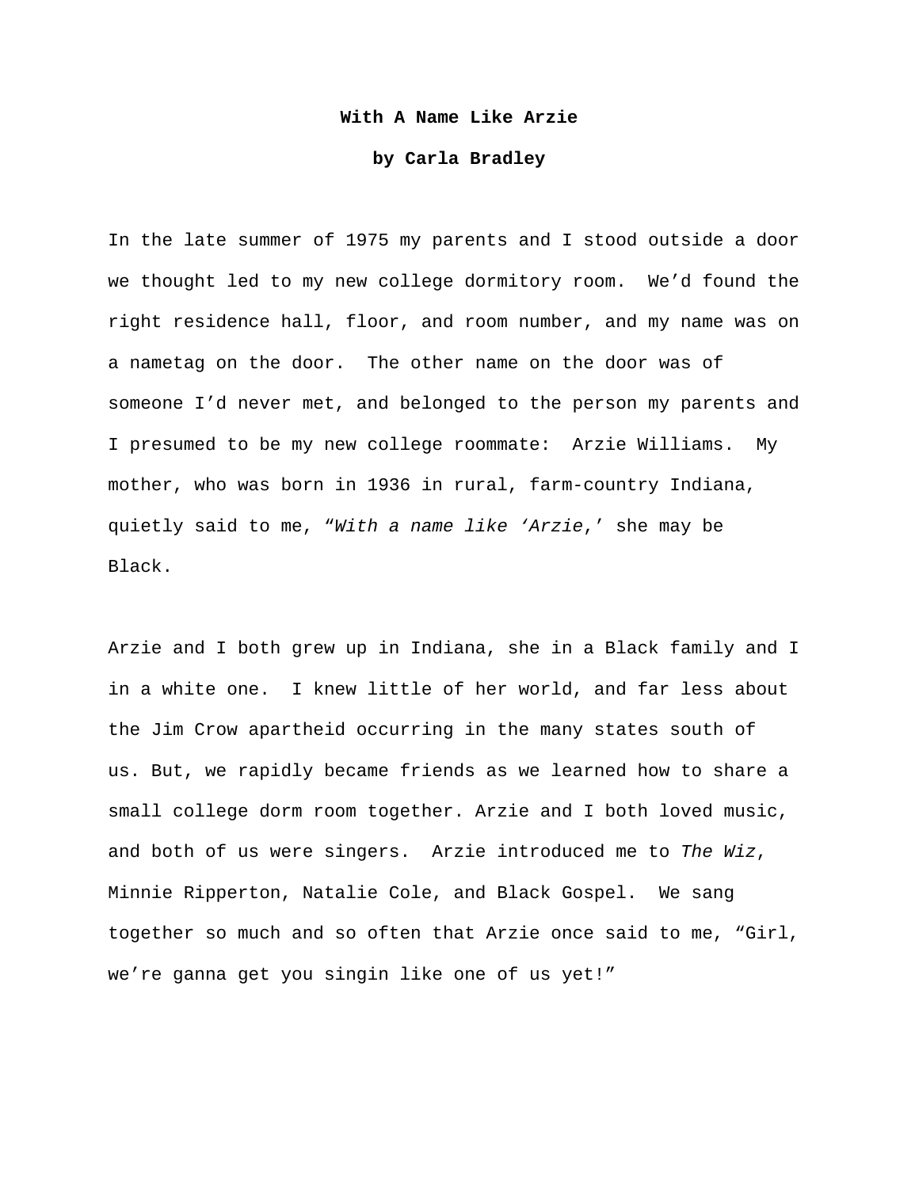**With A Name Like Arzie**

**by Carla Bradley**

In the late summer of 1975 my parents and I stood outside a door we thought led to my new college dormitory room.  We'd found the right residence hall, floor, and room number, and my name was on a nametag on the door.  The other name on the door was of someone I'd never met, and belonged to the person my parents and I presumed to be my new college roommate:  Arzie Williams.  My mother, who was born in 1936 in rural, farm-country Indiana, quietly said to me, "*With a name like 'Arzie*,' she may be Black.

Arzie and I both grew up in Indiana, she in a Black family and I in a white one.  I knew little of her world, and far less about the Jim Crow apartheid occurring in the many states south of us. But, we rapidly became friends as we learned how to share a small college dorm room together. Arzie and I both loved music, and both of us were singers.  Arzie introduced me to *The Wiz*, Minnie Ripperton, Natalie Cole, and Black Gospel.  We sang together so much and so often that Arzie once said to me, "Girl, we're ganna get you singin like one of us yet!"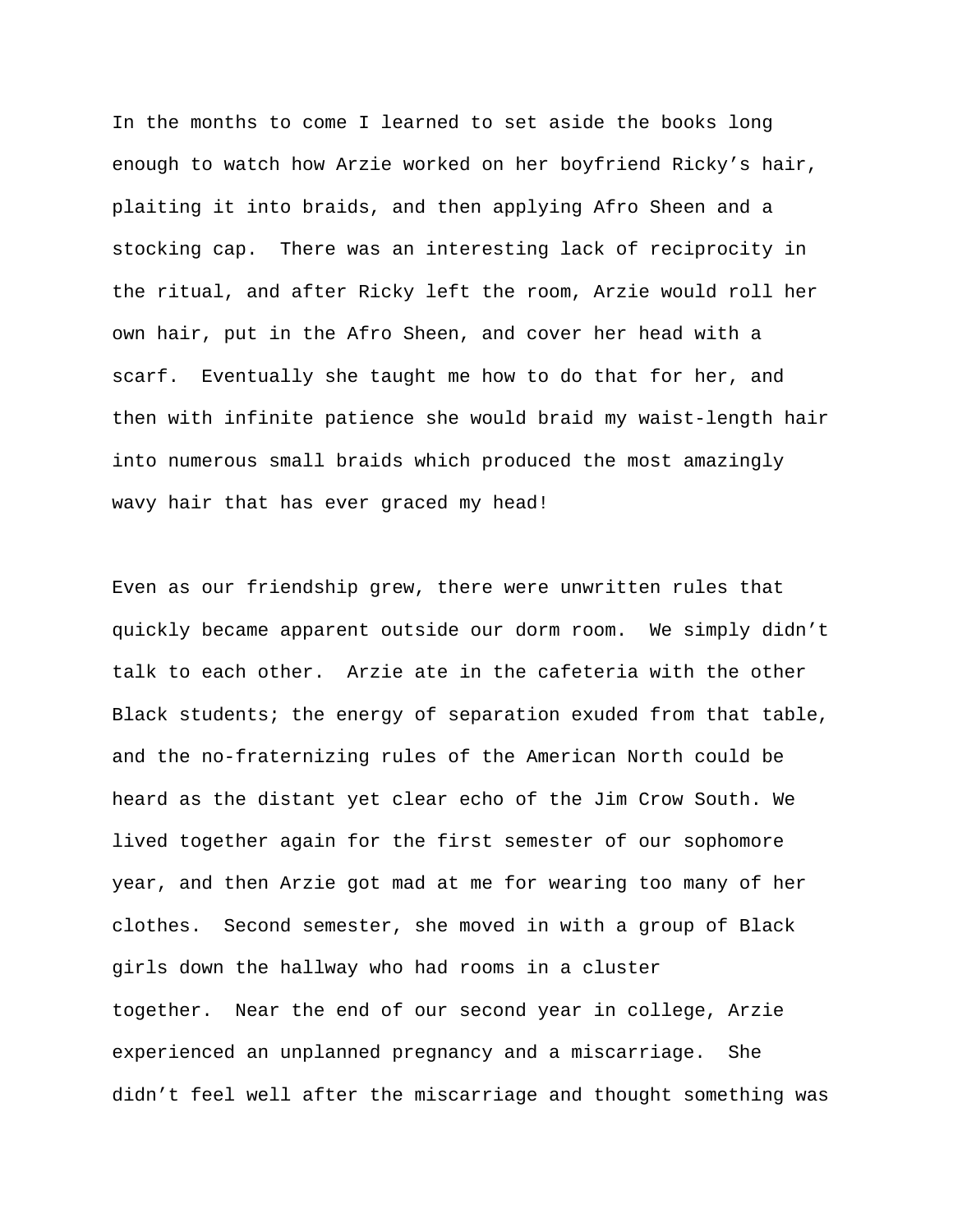In the months to come I learned to set aside the books long enough to watch how Arzie worked on her boyfriend Ricky's hair, plaiting it into braids, and then applying Afro Sheen and a stocking cap. There was an interesting lack of reciprocity in the ritual, and after Ricky left the room, Arzie would roll her own hair, put in the Afro Sheen, and cover her head with a scarf. Eventually she taught me how to do that for her, and then with infinite patience she would braid my waist-length hair into numerous small braids which produced the most amazingly wavy hair that has ever graced my head!

Even as our friendship grew, there were unwritten rules that quickly became apparent outside our dorm room. We simply didn't talk to each other. Arzie ate in the cafeteria with the other Black students; the energy of separation exuded from that table, and the no-fraternizing rules of the American North could be heard as the distant yet clear echo of the Jim Crow South. We lived together again for the first semester of our sophomore year, and then Arzie got mad at me for wearing too many of her clothes. Second semester, she moved in with a group of Black girls down the hallway who had rooms in a cluster together. Near the end of our second year in college, Arzie experienced an unplanned pregnancy and a miscarriage. She didn't feel well after the miscarriage and thought something was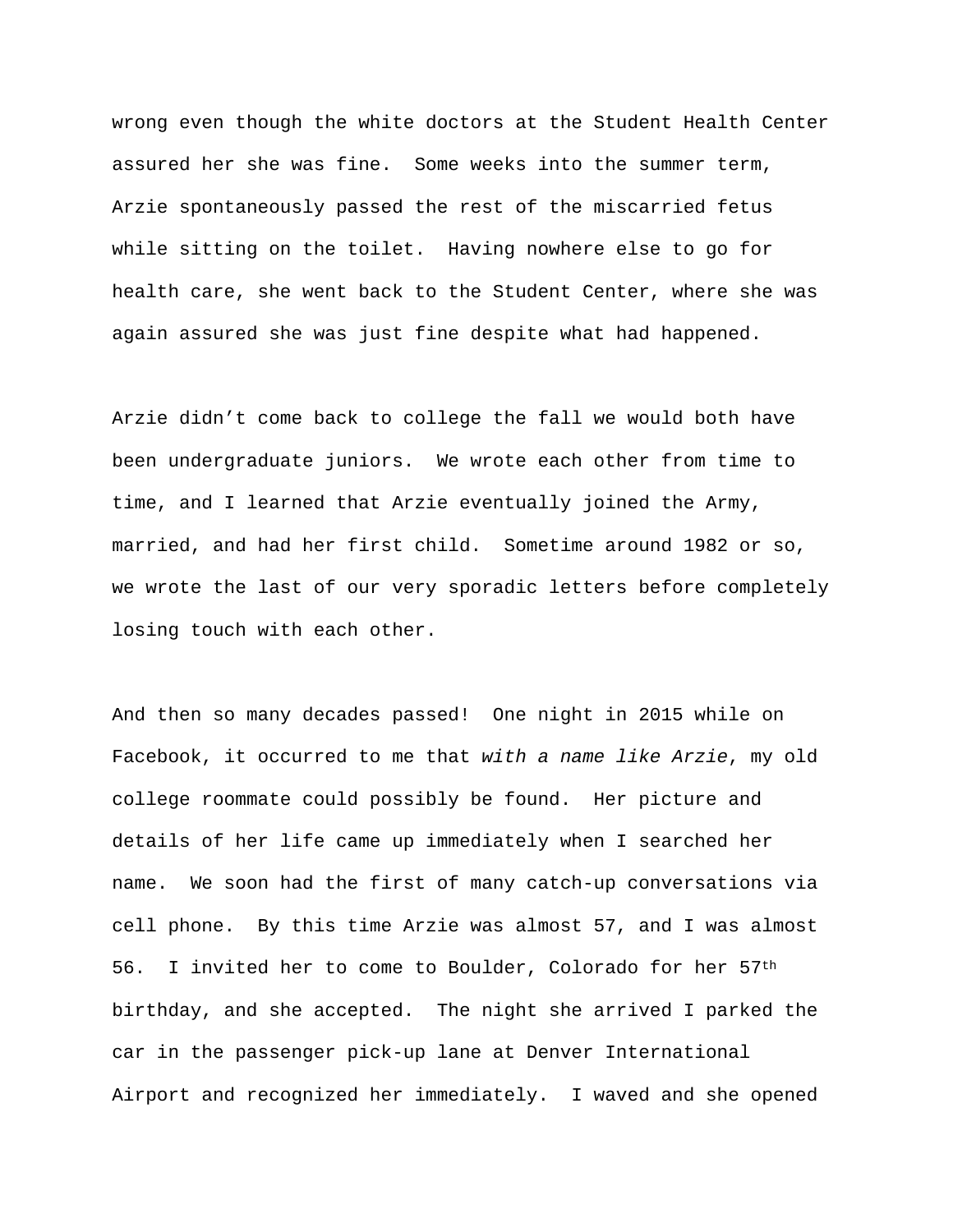wrong even though the white doctors at the Student Health Center assured her she was fine. Some weeks into the summer term, Arzie spontaneously passed the rest of the miscarried fetus while sitting on the toilet. Having nowhere else to go for health care, she went back to the Student Center, where she was again assured she was just fine despite what had happened.

Arzie didn't come back to college the fall we would both have been undergraduate juniors. We wrote each other from time to time, and I learned that Arzie eventually joined the Army, married, and had her first child. Sometime around 1982 or so, we wrote the last of our very sporadic letters before completely losing touch with each other.

And then so many decades passed! One night in 2015 while on Facebook, it occurred to me that *with a name like Arzie*, my old college roommate could possibly be found. Her picture and details of her life came up immediately when I searched her name. We soon had the first of many catch-up conversations via cell phone. By this time Arzie was almost 57, and I was almost 56. I invited her to come to Boulder, Colorado for her 57th birthday, and she accepted. The night she arrived I parked the car in the passenger pick-up lane at Denver International Airport and recognized her immediately. I waved and she opened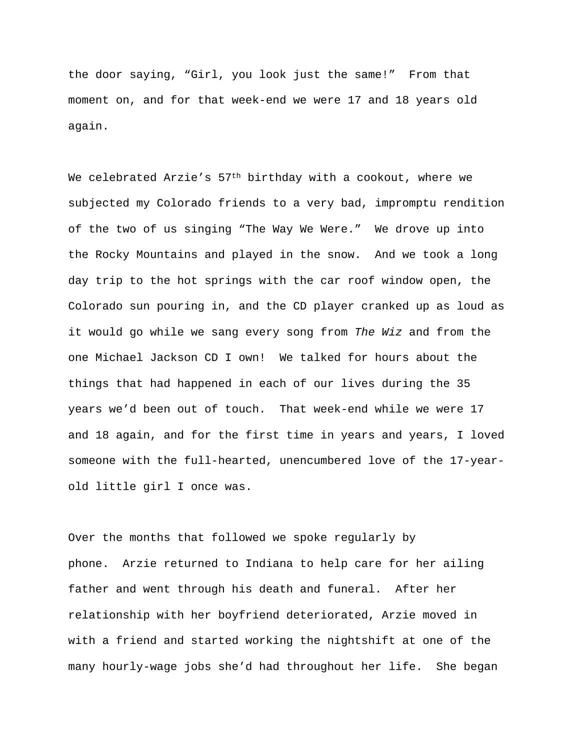the door saying, “Girl, you look just the same!” From that moment on, and for that week-end we were 17 and 18 years old again.

We celebrated Arzie’s 57th birthday with a cookout, where we subjected my Colorado friends to a very bad, impromptu rendition of the two of us singing “The Way We Were.” We drove up into the Rocky Mountains and played in the snow. And we took a long day trip to the hot springs with the car roof window open, the Colorado sun pouring in, and the CD player cranked up as loud as it would go while we sang every song from *The Wiz* and from the one Michael Jackson CD I own! We talked for hours about the things that had happened in each of our lives during the 35 years we’d been out of touch. That week-end while we were 17 and 18 again, and for the first time in years and years, I loved someone with the full-hearted, unencumbered love of the 17-year-old little girl I once was.

Over the months that followed we spoke regularly by phone. Arzie returned to Indiana to help care for her ailing father and went through his death and funeral. After her relationship with her boyfriend deteriorated, Arzie moved in with a friend and started working the nightshift at one of the many hourly-wage jobs she’d had throughout her life. She began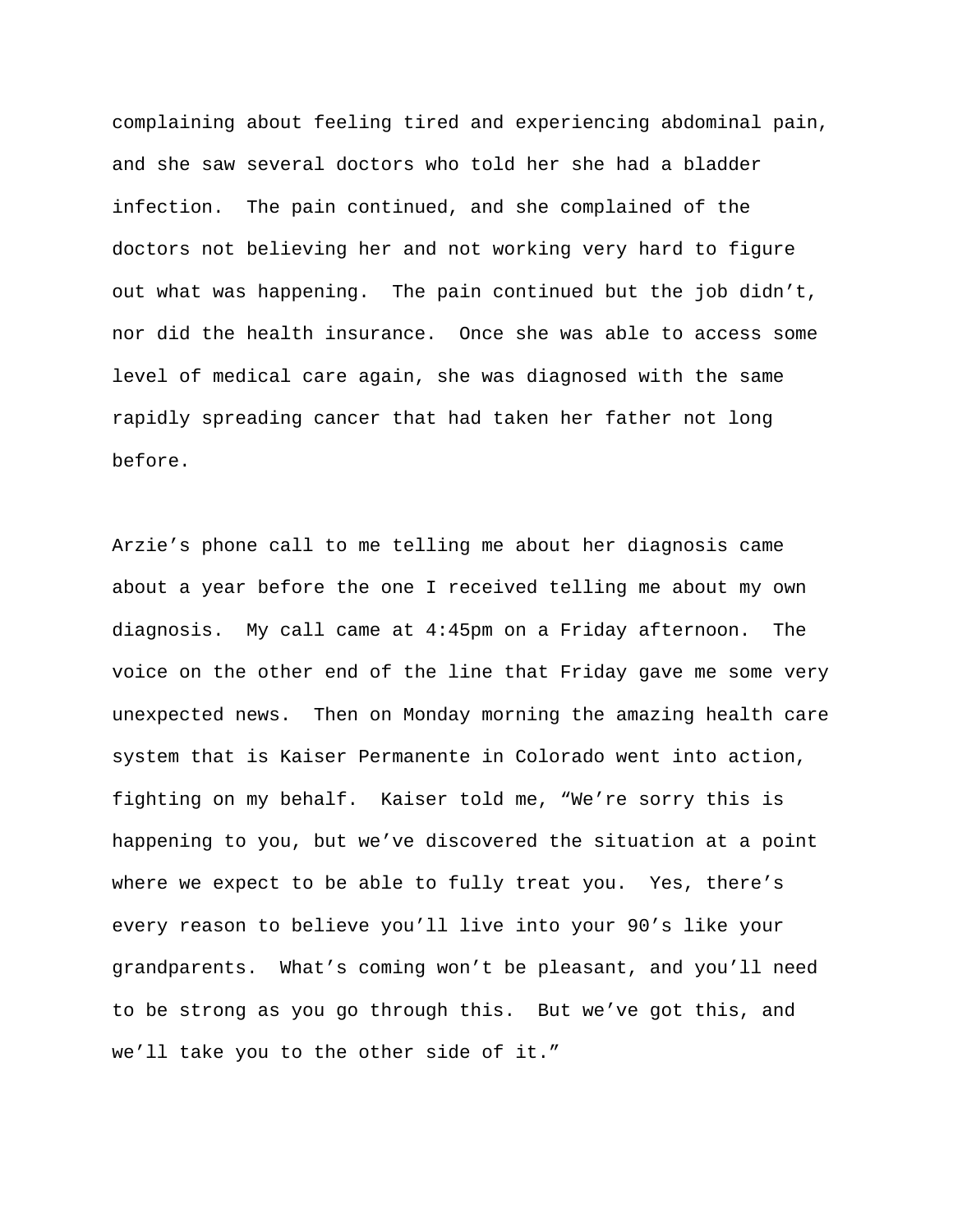complaining about feeling tired and experiencing abdominal pain, and she saw several doctors who told her she had a bladder infection. The pain continued, and she complained of the doctors not believing her and not working very hard to figure out what was happening. The pain continued but the job didn't, nor did the health insurance. Once she was able to access some level of medical care again, she was diagnosed with the same rapidly spreading cancer that had taken her father not long before.

Arzie's phone call to me telling me about her diagnosis came about a year before the one I received telling me about my own diagnosis. My call came at 4:45pm on a Friday afternoon. The voice on the other end of the line that Friday gave me some very unexpected news. Then on Monday morning the amazing health care system that is Kaiser Permanente in Colorado went into action, fighting on my behalf. Kaiser told me, "We're sorry this is happening to you, but we've discovered the situation at a point where we expect to be able to fully treat you. Yes, there's every reason to believe you'll live into your 90's like your grandparents. What's coming won't be pleasant, and you'll need to be strong as you go through this. But we've got this, and we'll take you to the other side of it."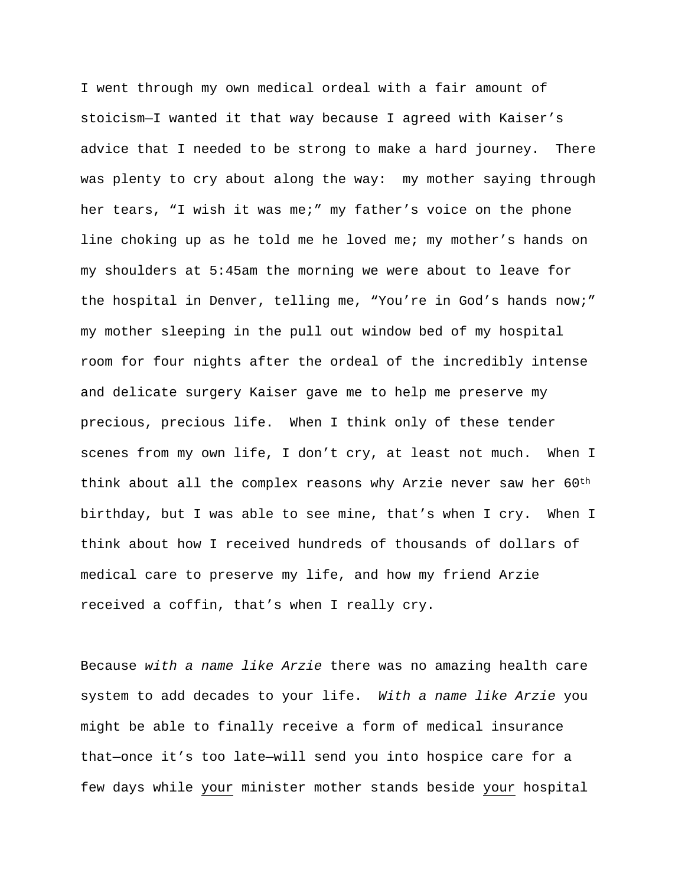I went through my own medical ordeal with a fair amount of stoicism—I wanted it that way because I agreed with Kaiser's advice that I needed to be strong to make a hard journey. There was plenty to cry about along the way: my mother saying through her tears, "I wish it was me;" my father's voice on the phone line choking up as he told me he loved me; my mother's hands on my shoulders at 5:45am the morning we were about to leave for the hospital in Denver, telling me, "You're in God's hands now;" my mother sleeping in the pull out window bed of my hospital room for four nights after the ordeal of the incredibly intense and delicate surgery Kaiser gave me to help me preserve my precious, precious life. When I think only of these tender scenes from my own life, I don't cry, at least not much. When I think about all the complex reasons why Arzie never saw her 60th birthday, but I was able to see mine, that's when I cry. When I think about how I received hundreds of thousands of dollars of medical care to preserve my life, and how my friend Arzie received a coffin, that's when I really cry.

Because *with a name like Arzie* there was no amazing health care system to add decades to your life. *With a name like Arzie* you might be able to finally receive a form of medical insurance that—once it's too late—will send you into hospice care for a few days while <u>your</u> minister mother stands beside <u>your</u> hospital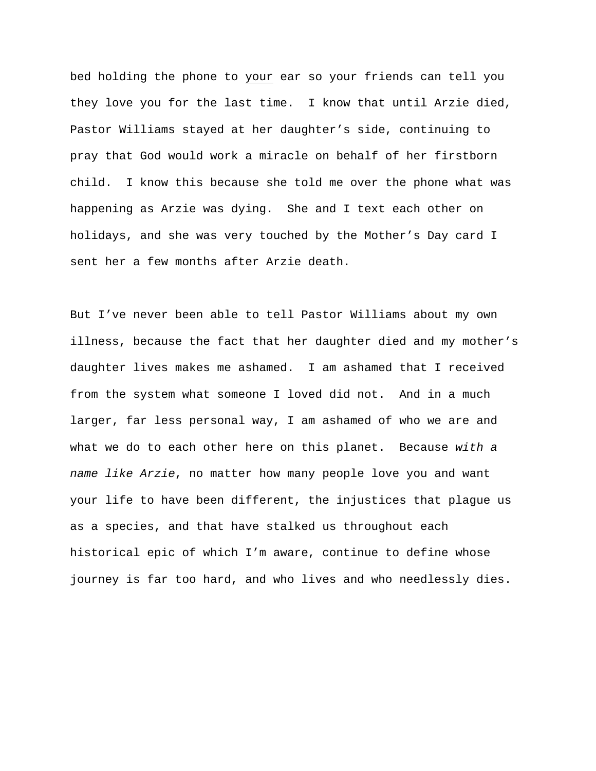bed holding the phone to <u>your</u> ear so your friends can tell you they love you for the last time. I know that until Arzie died, Pastor Williams stayed at her daughter's side, continuing to pray that God would work a miracle on behalf of her firstborn child. I know this because she told me over the phone what was happening as Arzie was dying. She and I text each other on holidays, and she was very touched by the Mother's Day card I sent her a few months after Arzie death.

But I've never been able to tell Pastor Williams about my own illness, because the fact that her daughter died and my mother's daughter lives makes me ashamed. I am ashamed that I received from the system what someone I loved did not. And in a much larger, far less personal way, I am ashamed of who we are and what we do to each other here on this planet. Because *with a name like Arzie*, no matter how many people love you and want your life to have been different, the injustices that plague us as a species, and that have stalked us throughout each historical epic of which I'm aware, continue to define whose journey is far too hard, and who lives and who needlessly dies.